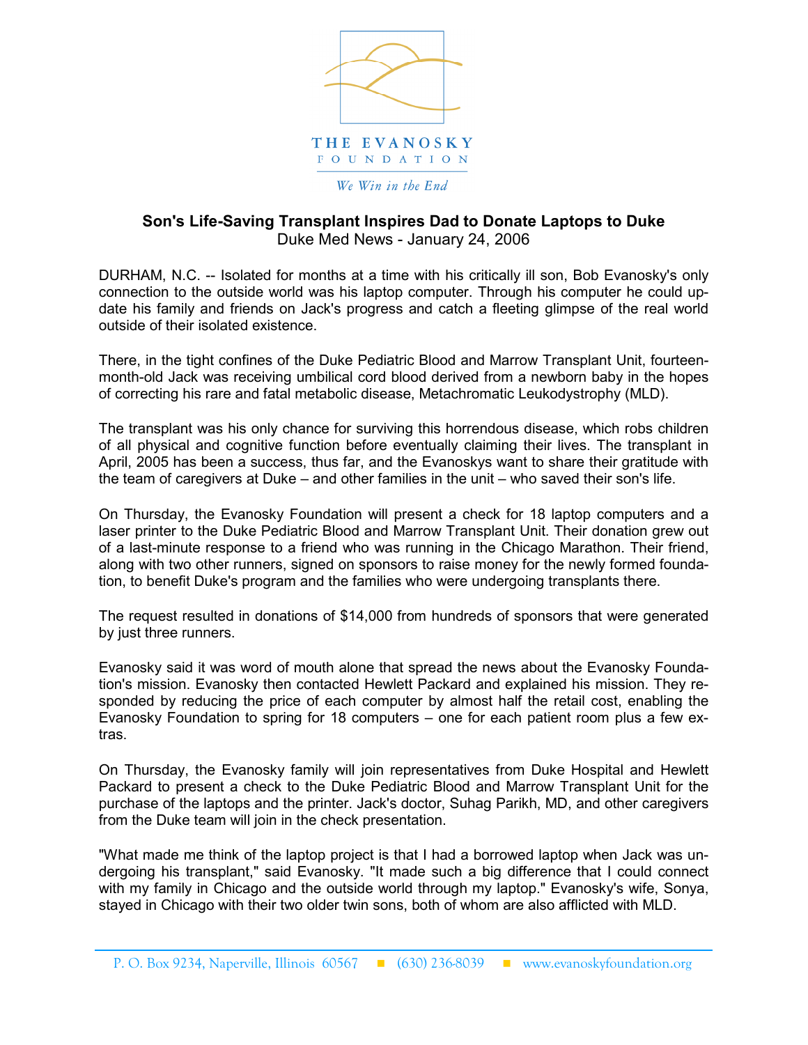THE EVANOSKY FOUNDATION

*We Win in the End*

## Son's Life-Saving Transplant Inspires Dad to Donate Laptops to Duke

Duke Med News - January 24, 2006

DURHAM, N.C. -- Isolated for months at a time with his critically ill son, Bob Evanosky's only connection to the outside world was his laptop computer. Through his computer he could update his family and friends on Jack's progress and catch a fleeting glimpse of the real world outside of their isolated existence.

There, in the tight confines of the Duke Pediatric Blood and Marrow Transplant Unit, fourteen-month-old Jack was receiving umbilical cord blood derived from a newborn baby in the hopes of correcting his rare and fatal metabolic disease, Metachromatic Leukodystrophy (MLD).

The transplant was his only chance for surviving this horrendous disease, which robs children of all physical and cognitive function before eventually claiming their lives. The transplant in April, 2005 has been a success, thus far, and the Evanoskys want to share their gratitude with the team of caregivers at Duke – and other families in the unit – who saved their son's life.

On Thursday, the Evanosky Foundation will present a check for 18 laptop computers and a laser printer to the Duke Pediatric Blood and Marrow Transplant Unit. Their donation grew out of a last-minute response to a friend who was running in the Chicago Marathon. Their friend, along with two other runners, signed on sponsors to raise money for the newly formed foundation, to benefit Duke's program and the families who were undergoing transplants there.

The request resulted in donations of $14,000 from hundreds of sponsors that were generated by just three runners.

Evanosky said it was word of mouth alone that spread the news about the Evanosky Foundation's mission. Evanosky then contacted Hewlett Packard and explained his mission. They responded by reducing the price of each computer by almost half the retail cost, enabling the Evanosky Foundation to spring for 18 computers – one for each patient room plus a few extras.

On Thursday, the Evanosky family will join representatives from Duke Hospital and Hewlett Packard to present a check to the Duke Pediatric Blood and Marrow Transplant Unit for the purchase of the laptops and the printer. Jack's doctor, Suhag Parikh, MD, and other caregivers from the Duke team will join in the check presentation.

"What made me think of the laptop project is that I had a borrowed laptop when Jack was undergoing his transplant," said Evanosky. "It made such a big difference that I could connect with my family in Chicago and the outside world through my laptop." Evanosky's wife, Sonya, stayed in Chicago with their two older twin sons, both of whom are also afflicted with MLD.

P. O. Box 9234, Naperville, Illinois 60567 ■ (630) 236-8039 ■ www.evanoskyfoundation.org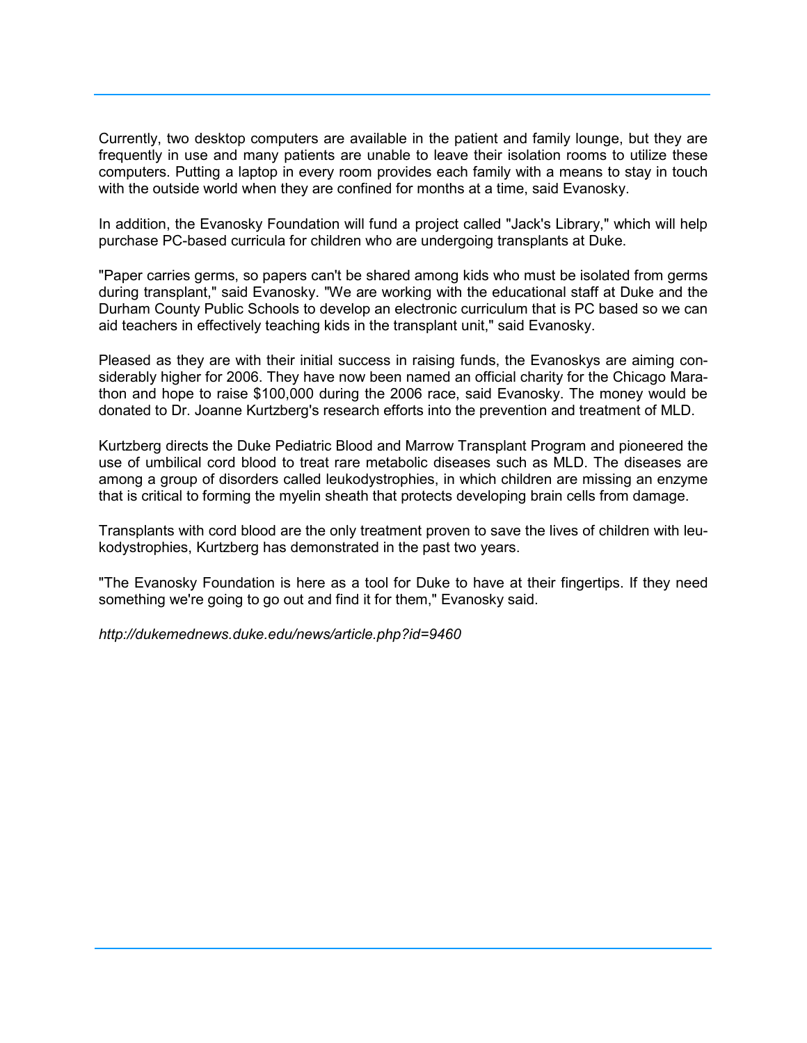Currently, two desktop computers are available in the patient and family lounge, but they are frequently in use and many patients are unable to leave their isolation rooms to utilize these computers. Putting a laptop in every room provides each family with a means to stay in touch with the outside world when they are confined for months at a time, said Evanosky.

In addition, the Evanosky Foundation will fund a project called "Jack's Library," which will help purchase PC-based curricula for children who are undergoing transplants at Duke.

"Paper carries germs, so papers can't be shared among kids who must be isolated from germs during transplant," said Evanosky. "We are working with the educational staff at Duke and the Durham County Public Schools to develop an electronic curriculum that is PC based so we can aid teachers in effectively teaching kids in the transplant unit," said Evanosky.

Pleased as they are with their initial success in raising funds, the Evanoskys are aiming considerably higher for 2006. They have now been named an official charity for the Chicago Marathon and hope to raise $100,000 during the 2006 race, said Evanosky. The money would be donated to Dr. Joanne Kurtzberg's research efforts into the prevention and treatment of MLD.

Kurtzberg directs the Duke Pediatric Blood and Marrow Transplant Program and pioneered the use of umbilical cord blood to treat rare metabolic diseases such as MLD. The diseases are among a group of disorders called leukodystrophies, in which children are missing an enzyme that is critical to forming the myelin sheath that protects developing brain cells from damage.

Transplants with cord blood are the only treatment proven to save the lives of children with leukodystrophies, Kurtzberg has demonstrated in the past two years.

"The Evanosky Foundation is here as a tool for Duke to have at their fingertips. If they need something we're going to go out and find it for them," Evanosky said.

*http://dukemednews.duke.edu/news/article.php?id=9460*